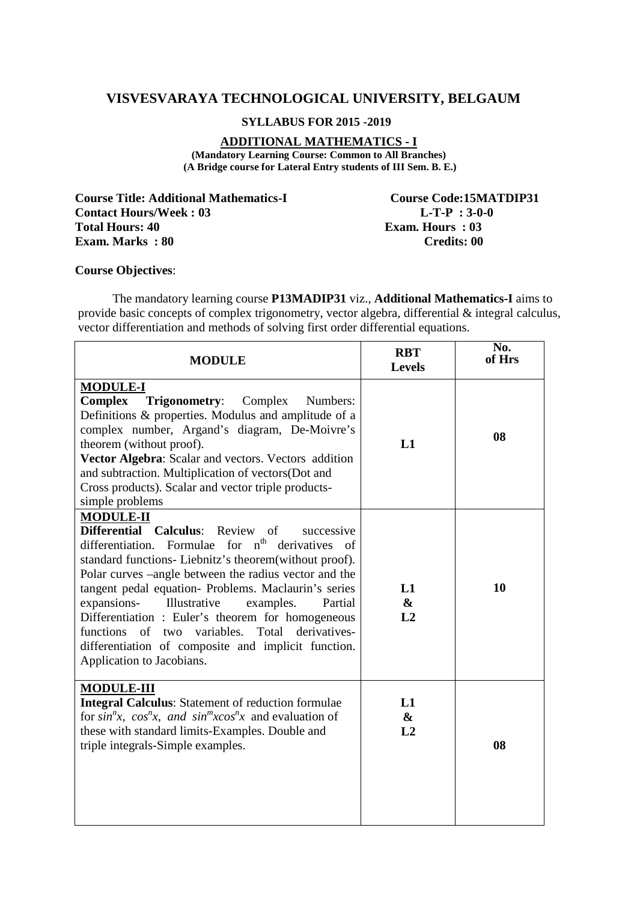# VISVESVARAYA TECHNOLOGICAL UNIVERSITY, BELGAUM

**SYLLABUS FOR 2015 -2019**

## ADDITIONAL MATHEMATICS - I

**(Mandatory Learning Course: Common to All Branches)**
**(A Bridge course for Lateral Entry students of III Sem. B. E.)**

**Course Title: Additional Mathematics-I** **Course Code:15MATDIP31**
**Contact Hours/Week : 03** **L-T-P : 3-0-0**
**Total Hours: 40** **Exam. Hours : 03**
**Exam. Marks : 80** **Credits: 00**

**Course Objectives**:

The mandatory learning course **P13MADIP31** viz., **Additional Mathematics-I** aims to provide basic concepts of complex trigonometry, vector algebra, differential & integral calculus, vector differentiation and methods of solving first order differential equations.

| MODULE | RBT Levels | No. of Hrs |
|---|---|---|
| **MODULE-I**<br>**Complex Trigonometry**: Complex Numbers: Definitions & properties. Modulus and amplitude of a complex number, Argand's diagram, De-Moivre's theorem (without proof).<br>**Vector Algebra**: Scalar and vectors. Vectors addition and subtraction. Multiplication of vectors(Dot and Cross products). Scalar and vector triple products-simple problems | L1 | 08 |
| **MODULE-II**<br>**Differential Calculus**: Review of successive differentiation. Formulae for $n^{th}$ derivatives of standard functions- Liebnitz's theorem(without proof). Polar curves –angle between the radius vector and the tangent pedal equation- Problems. Maclaurin's series expansions- Illustrative examples. Partial Differentiation : Euler's theorem for homogeneous functions of two variables. Total derivatives-differentiation of composite and implicit function. Application to Jacobians. | L1 & L2 | 10 |
| **MODULE-III**<br>**Integral Calculus**: Statement of reduction formulae for $sin^n x$, $cos^n x$, and $sin^m x cos^n x$ and evaluation of these with standard limits-Examples. Double and triple integrals-Simple examples. | L1 & L2 | 08 |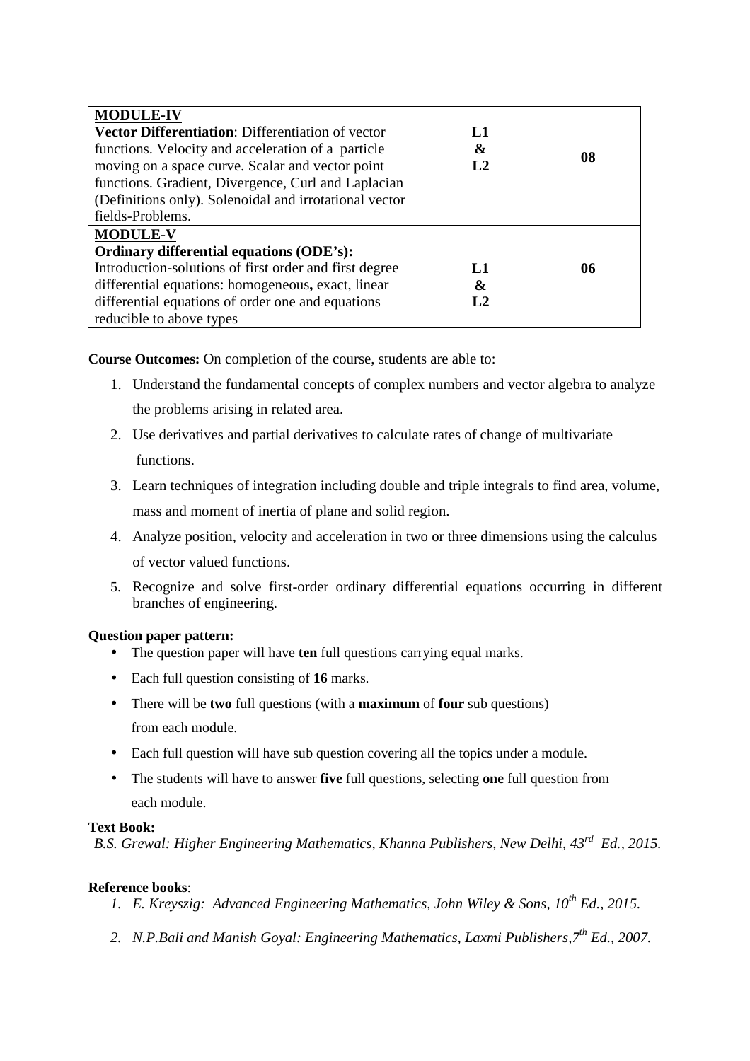| | | |
|---|---|---|
| **MODULE-IV**<br>**Vector Differentiation**: Differentiation of vector functions. Velocity and acceleration of a particle moving on a space curve. Scalar and vector point functions. Gradient, Divergence, Curl and Laplacian (Definitions only). Solenoidal and irrotational vector fields-Problems. | **L1 & L2** | **08** |
| **MODULE-V**<br>**Ordinary differential equations (ODE's):** Introduction-solutions of first order and first degree differential equations: homogeneous**,** exact, linear differential equations of order one and equations reducible to above types | **L1 & L2** | **06** |

**Course Outcomes:** On completion of the course, students are able to:

1. Understand the fundamental concepts of complex numbers and vector algebra to analyze the problems arising in related area.
2. Use derivatives and partial derivatives to calculate rates of change of multivariate functions.
3. Learn techniques of integration including double and triple integrals to find area, volume, mass and moment of inertia of plane and solid region.
4. Analyze position, velocity and acceleration in two or three dimensions using the calculus of vector valued functions.
5. Recognize and solve first-order ordinary differential equations occurring in different branches of engineering.

**Question paper pattern:**

- The question paper will have **ten** full questions carrying equal marks.
- Each full question consisting of **16** marks.
- There will be **two** full questions (with a **maximum** of **four** sub questions) from each module.
- Each full question will have sub question covering all the topics under a module.
- The students will have to answer **five** full questions, selecting **one** full question from each module.

**Text Book:**

*B.S. Grewal: Higher Engineering Mathematics, Khanna Publishers, New Delhi, 43rd Ed., 2015.*

**Reference books**:

1. *E. Kreyszig: Advanced Engineering Mathematics, John Wiley & Sons, 10th Ed., 2015.*
2. *N.P.Bali and Manish Goyal: Engineering Mathematics, Laxmi Publishers,7th Ed., 2007.*